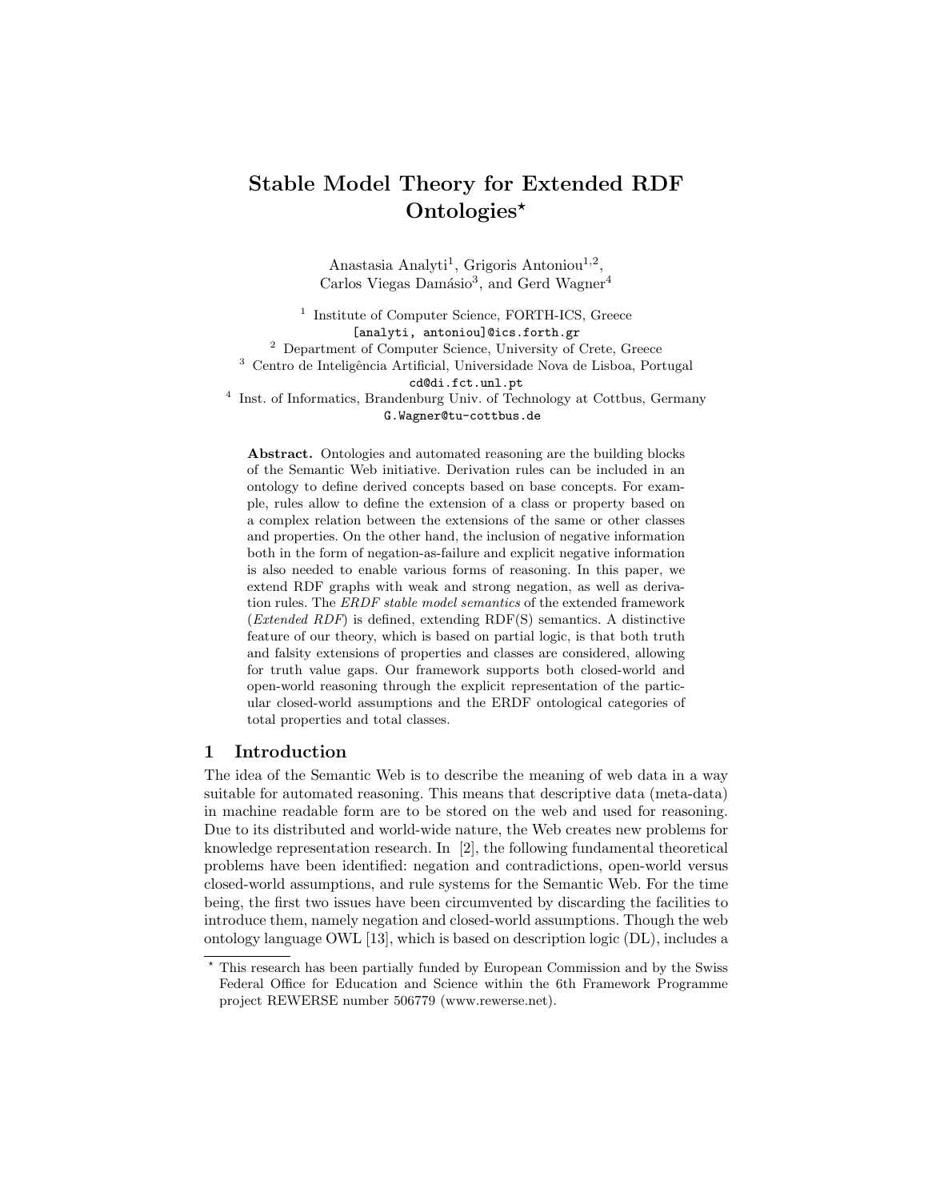# Stable Model Theory for Extended RDF Ontologies*

Anastasia Analyti[1], Grigoris Antoniou[1,2], Carlos Viegas Damásio[3], and Gerd Wagner[4]

[1] Institute of Computer Science, FORTH-ICS, Greece
[analyti, antoniou]@ics.forth.gr

[2] Department of Computer Science, University of Crete, Greece

[3] Centro de Inteligência Artificial, Universidade Nova de Lisboa, Portugal
cd@di.fct.unl.pt

[4] Inst. of Informatics, Brandenburg Univ. of Technology at Cottbus, Germany
G.Wagner@tu-cottbus.de

**Abstract.** Ontologies and automated reasoning are the building blocks of the Semantic Web initiative. Derivation rules can be included in an ontology to define derived concepts based on base concepts. For example, rules allow to define the extension of a class or property based on a complex relation between the extensions of the same or other classes and properties. On the other hand, the inclusion of negative information both in the form of negation-as-failure and explicit negative information is also needed to enable various forms of reasoning. In this paper, we extend RDF graphs with weak and strong negation, as well as derivation rules. The *ERDF stable model semantics* of the extended framework (*Extended RDF*) is defined, extending RDF(S) semantics. A distinctive feature of our theory, which is based on partial logic, is that both truth and falsity extensions of properties and classes are considered, allowing for truth value gaps. Our framework supports both closed-world and open-world reasoning through the explicit representation of the particular closed-world assumptions and the ERDF ontological categories of total properties and total classes.

## 1 Introduction

The idea of the Semantic Web is to describe the meaning of web data in a way suitable for automated reasoning. This means that descriptive data (meta-data) in machine readable form are to be stored on the web and used for reasoning. Due to its distributed and world-wide nature, the Web creates new problems for knowledge representation research. In [2], the following fundamental theoretical problems have been identified: negation and contradictions, open-world versus closed-world assumptions, and rule systems for the Semantic Web. For the time being, the first two issues have been circumvented by discarding the facilities to introduce them, namely negation and closed-world assumptions. Though the web ontology language OWL [13], which is based on description logic (DL), includes a

* This research has been partially funded by European Commission and by the Swiss Federal Office for Education and Science within the 6th Framework Programme project REWERSE number 506779 (www.rewerse.net).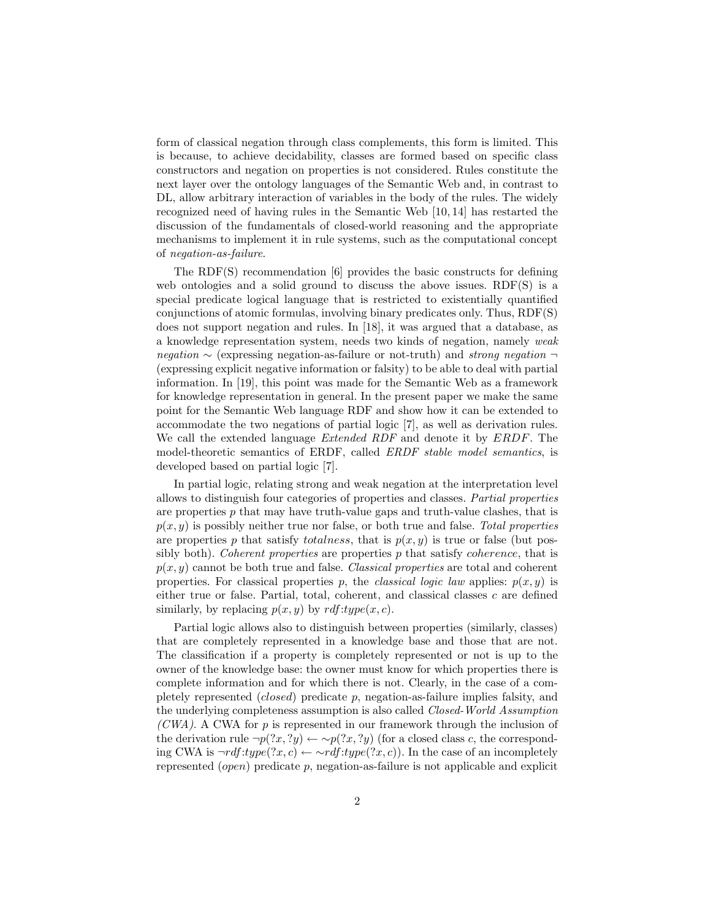form of classical negation through class complements, this form is limited. This is because, to achieve decidability, classes are formed based on specific class constructors and negation on properties is not considered. Rules constitute the next layer over the ontology languages of the Semantic Web and, in contrast to DL, allow arbitrary interaction of variables in the body of the rules. The widely recognized need of having rules in the Semantic Web [10, 14] has restarted the discussion of the fundamentals of closed-world reasoning and the appropriate mechanisms to implement it in rule systems, such as the computational concept of *negation-as-failure*.

The RDF(S) recommendation [6] provides the basic constructs for defining web ontologies and a solid ground to discuss the above issues. RDF(S) is a special predicate logical language that is restricted to existentially quantified conjunctions of atomic formulas, involving binary predicates only. Thus, RDF(S) does not support negation and rules. In [18], it was argued that a database, as a knowledge representation system, needs two kinds of negation, namely *weak negation* $\sim$ (expressing negation-as-failure or not-truth) and *strong negation* $\neg$ (expressing explicit negative information or falsity) to be able to deal with partial information. In [19], this point was made for the Semantic Web as a framework for knowledge representation in general. In the present paper we make the same point for the Semantic Web language RDF and show how it can be extended to accommodate the two negations of partial logic [7], as well as derivation rules. We call the extended language *Extended RDF* and denote it by *ERDF*. The model-theoretic semantics of ERDF, called *ERDF stable model semantics*, is developed based on partial logic [7].

In partial logic, relating strong and weak negation at the interpretation level allows to distinguish four categories of properties and classes. *Partial properties* are properties $p$ that may have truth-value gaps and truth-value clashes, that is $p(x, y)$ is possibly neither true nor false, or both true and false. *Total properties* are properties $p$ that satisfy *totalness*, that is $p(x, y)$ is true or false (but possibly both). *Coherent properties* are properties $p$ that satisfy *coherence*, that is $p(x, y)$ cannot be both true and false. *Classical properties* are total and coherent properties. For classical properties $p$, the *classical logic law* applies: $p(x, y)$ is either true or false. Partial, total, coherent, and classical classes $c$ are defined similarly, by replacing $p(x, y)$ by $rdf{:}type(x, c)$.

Partial logic allows also to distinguish between properties (similarly, classes) that are completely represented in a knowledge base and those that are not. The classification if a property is completely represented or not is up to the owner of the knowledge base: the owner must know for which properties there is complete information and for which there is not. Clearly, in the case of a completely represented (*closed*) predicate $p$, negation-as-failure implies falsity, and the underlying completeness assumption is also called *Closed-World Assumption (CWA)*. A CWA for $p$ is represented in our framework through the inclusion of the derivation rule $\neg p(?x, ?y) \leftarrow \sim p(?x, ?y)$ (for a closed class $c$, the corresponding CWA is $\neg rdf{:}type(?x, c) \leftarrow \sim rdf{:}type(?x, c)$). In the case of an incompletely represented (*open*) predicate $p$, negation-as-failure is not applicable and explicit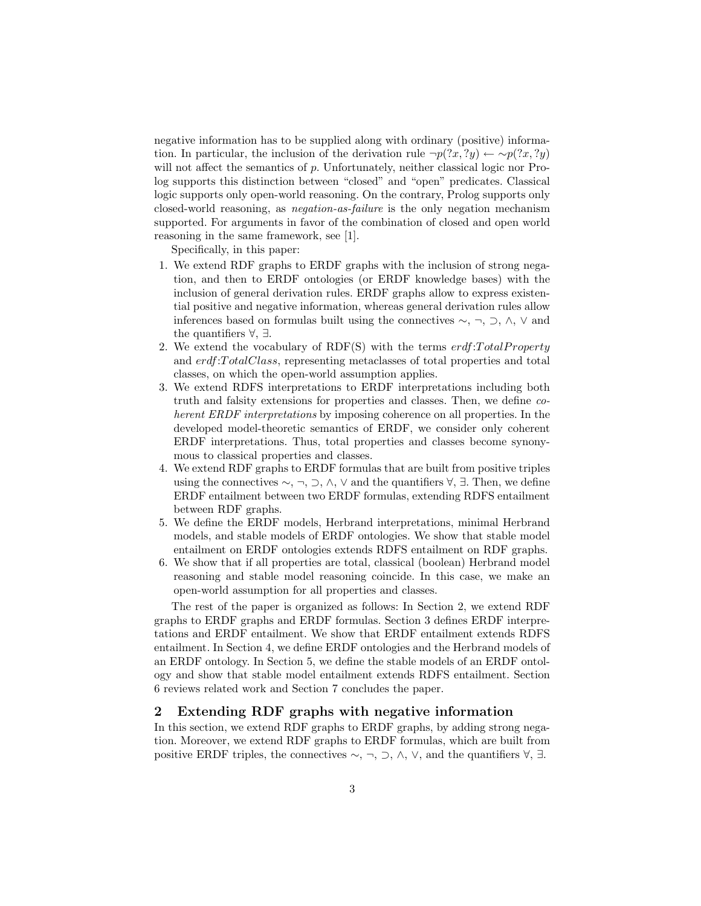negative information has to be supplied along with ordinary (positive) information. In particular, the inclusion of the derivation rule $\neg p(?x, ?y) \leftarrow \sim p(?x, ?y)$ will not affect the semantics of $p$. Unfortunately, neither classical logic nor Prolog supports this distinction between "closed" and "open" predicates. Classical logic supports only open-world reasoning. On the contrary, Prolog supports only closed-world reasoning, as *negation-as-failure* is the only negation mechanism supported. For arguments in favor of the combination of closed and open world reasoning in the same framework, see [1].

Specifically, in this paper:

1. We extend RDF graphs to ERDF graphs with the inclusion of strong negation, and then to ERDF ontologies (or ERDF knowledge bases) with the inclusion of general derivation rules. ERDF graphs allow to express existential positive and negative information, whereas general derivation rules allow inferences based on formulas built using the connectives $\sim$, $\neg$, $\supset$, $\wedge$, $\vee$ and the quantifiers $\forall$, $\exists$.
2. We extend the vocabulary of RDF(S) with the terms *erdf:TotalProperty* and *erdf:TotalClass*, representing metaclasses of total properties and total classes, on which the open-world assumption applies.
3. We extend RDFS interpretations to ERDF interpretations including both truth and falsity extensions for properties and classes. Then, we define *coherent ERDF interpretations* by imposing coherence on all properties. In the developed model-theoretic semantics of ERDF, we consider only coherent ERDF interpretations. Thus, total properties and classes become synonymous to classical properties and classes.
4. We extend RDF graphs to ERDF formulas that are built from positive triples using the connectives $\sim$, $\neg$, $\supset$, $\wedge$, $\vee$ and the quantifiers $\forall$, $\exists$. Then, we define ERDF entailment between two ERDF formulas, extending RDFS entailment between RDF graphs.
5. We define the ERDF models, Herbrand interpretations, minimal Herbrand models, and stable models of ERDF ontologies. We show that stable model entailment on ERDF ontologies extends RDFS entailment on RDF graphs.
6. We show that if all properties are total, classical (boolean) Herbrand model reasoning and stable model reasoning coincide. In this case, we make an open-world assumption for all properties and classes.

The rest of the paper is organized as follows: In Section 2, we extend RDF graphs to ERDF graphs and ERDF formulas. Section 3 defines ERDF interpretations and ERDF entailment. We show that ERDF entailment extends RDFS entailment. In Section 4, we define ERDF ontologies and the Herbrand models of an ERDF ontology. In Section 5, we define the stable models of an ERDF ontology and show that stable model entailment extends RDFS entailment. Section 6 reviews related work and Section 7 concludes the paper.

## 2 Extending RDF graphs with negative information

In this section, we extend RDF graphs to ERDF graphs, by adding strong negation. Moreover, we extend RDF graphs to ERDF formulas, which are built from positive ERDF triples, the connectives $\sim$, $\neg$, $\supset$, $\wedge$, $\vee$, and the quantifiers $\forall$, $\exists$.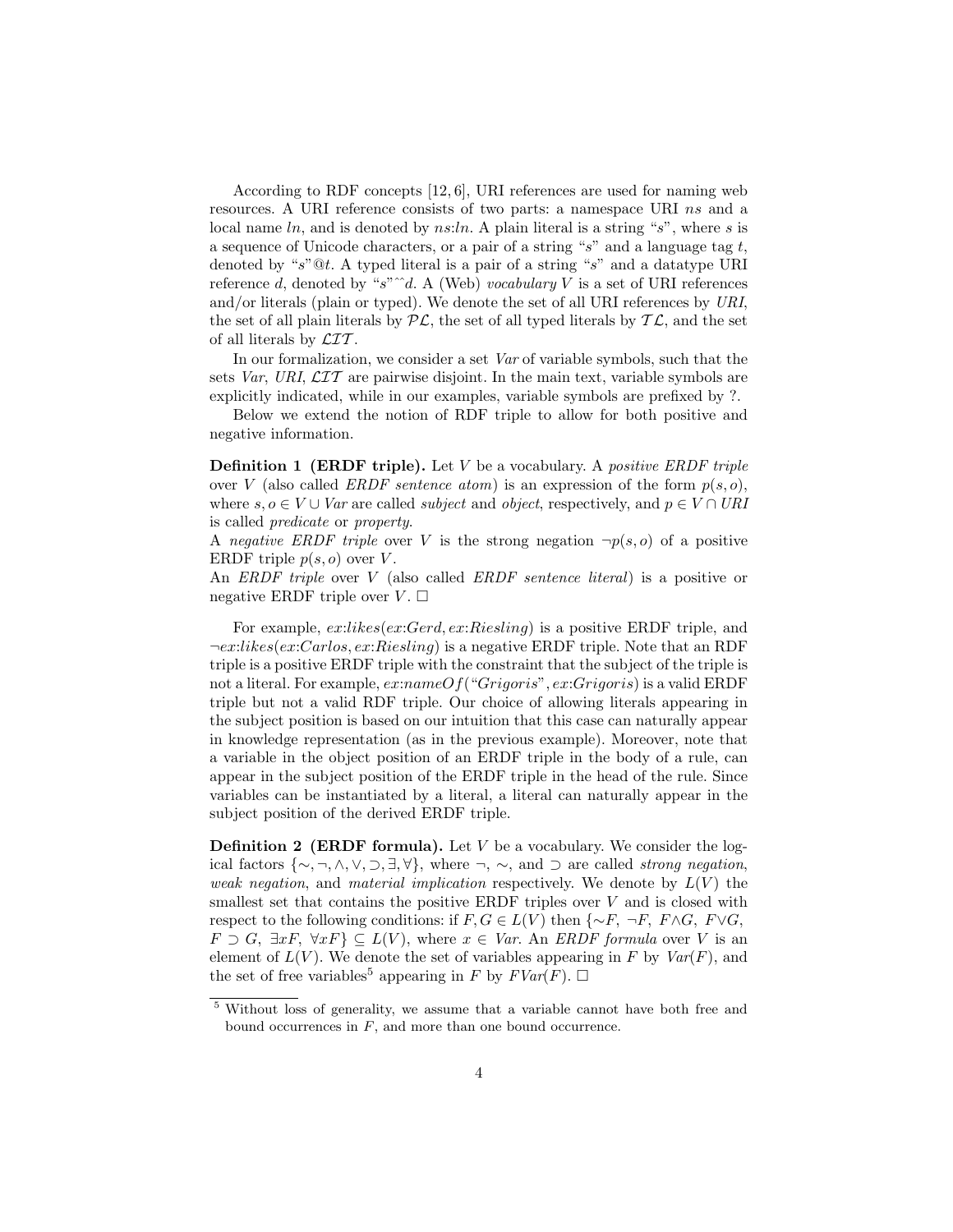According to RDF concepts [12, 6], URI references are used for naming web resources. A URI reference consists of two parts: a namespace URI $ns$ and a local name $ln$, and is denoted by $ns$:$ln$. A plain literal is a string "$s$", where $s$ is a sequence of Unicode characters, or a pair of a string "$s$" and a language tag $t$, denoted by "$s$"@$t$. A typed literal is a pair of a string "$s$" and a datatype URI reference $d$, denoted by "$s$"^^$d$. A (Web) *vocabulary* $V$ is a set of URI references and/or literals (plain or typed). We denote the set of all URI references by $URI$, the set of all plain literals by $\mathcal{PL}$, the set of all typed literals by $\mathcal{TL}$, and the set of all literals by $\mathcal{LIT}$.

In our formalization, we consider a set $Var$ of variable symbols, such that the sets $Var$, $URI$, $\mathcal{LIT}$ are pairwise disjoint. In the main text, variable symbols are explicitly indicated, while in our examples, variable symbols are prefixed by ?.

Below we extend the notion of RDF triple to allow for both positive and negative information.

**Definition 1 (ERDF triple).** Let $V$ be a vocabulary. A *positive ERDF triple* over $V$ (also called *ERDF sentence atom*) is an expression of the form $p(s, o)$, where $s, o \in V \cup Var$ are called *subject* and *object*, respectively, and $p \in V \cap URI$ is called *predicate* or *property*.
A *negative ERDF triple* over $V$ is the strong negation $\neg p(s, o)$ of a positive ERDF triple $p(s, o)$ over $V$.
An *ERDF triple* over $V$ (also called *ERDF sentence literal*) is a positive or negative ERDF triple over $V$. □

For example, $ex{:}likes(ex{:}Gerd, ex{:}Riesling)$ is a positive ERDF triple, and $\neg ex{:}likes(ex{:}Carlos, ex{:}Riesling)$ is a negative ERDF triple. Note that an RDF triple is a positive ERDF triple with the constraint that the subject of the triple is not a literal. For example, $ex{:}nameOf($"Grigoris"$, ex{:}Grigoris)$ is a valid ERDF triple but not a valid RDF triple. Our choice of allowing literals appearing in the subject position is based on our intuition that this case can naturally appear in knowledge representation (as in the previous example). Moreover, note that a variable in the object position of an ERDF triple in the body of a rule, can appear in the subject position of the ERDF triple in the head of the rule. Since variables can be instantiated by a literal, a literal can naturally appear in the subject position of the derived ERDF triple.

**Definition 2 (ERDF formula).** Let $V$ be a vocabulary. We consider the logical factors $\{\sim, \neg, \wedge, \vee, \supset, \exists, \forall\}$, where $\neg$, $\sim$, and $\supset$ are called *strong negation*, *weak negation*, and *material implication* respectively. We denote by $L(V)$ the smallest set that contains the positive ERDF triples over $V$ and is closed with respect to the following conditions: if $F, G \in L(V)$ then $\{\sim F, \neg F, F \wedge G, F \vee G, F \supset G, \exists x F, \forall x F\} \subseteq L(V)$, where $x \in Var$. An *ERDF formula* over $V$ is an element of $L(V)$. We denote the set of variables appearing in $F$ by $Var(F)$, and the set of free variables[5] appearing in $F$ by $FVar(F)$. □

[5] Without loss of generality, we assume that a variable cannot have both free and bound occurrences in $F$, and more than one bound occurrence.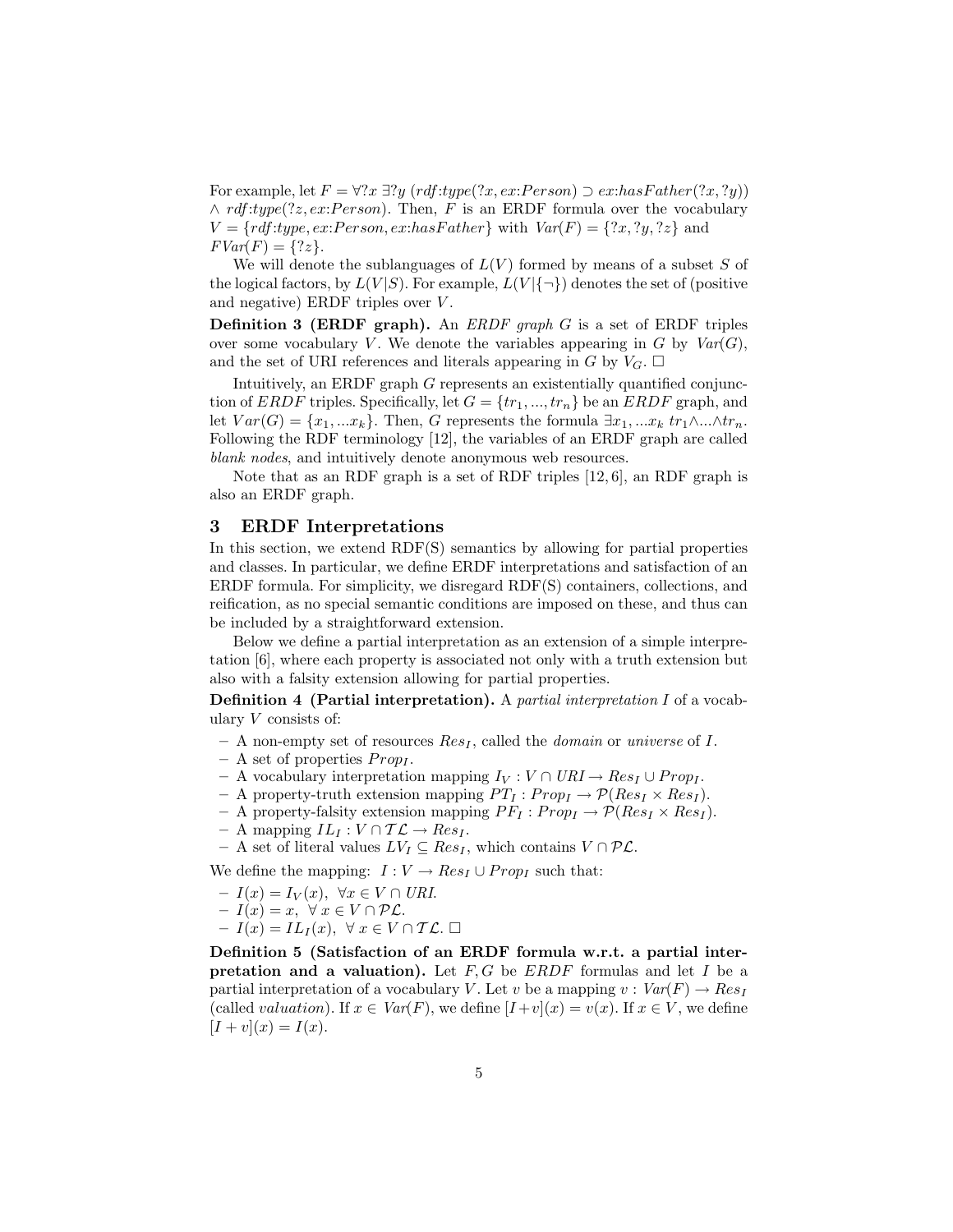For example, let $F = \forall ?x\ \exists ?y\ (rdf{:}type(?x, ex{:}Person) \supset ex{:}hasFather(?x, ?y)) \wedge rdf{:}type(?z, ex{:}Person)$. Then, $F$ is an ERDF formula over the vocabulary $V = \{rdf{:}type, ex{:}Person, ex{:}hasFather\}$ with $Var(F) = \{?x, ?y, ?z\}$ and $FVar(F) = \{?z\}$.

We will denote the sublanguages of $L(V)$ formed by means of a subset $S$ of the logical factors, by $L(V|S)$. For example, $L(V|\{\neg\})$ denotes the set of (positive and negative) ERDF triples over $V$.

**Definition 3 (ERDF graph).** An *ERDF graph* $G$ is a set of ERDF triples over some vocabulary $V$. We denote the variables appearing in $G$ by $Var(G)$, and the set of URI references and literals appearing in $G$ by $V_G$. $\square$

Intuitively, an ERDF graph $G$ represents an existentially quantified conjunction of *ERDF* triples. Specifically, let $G = \{tr_1, ..., tr_n\}$ be an *ERDF* graph, and let $Var(G) = \{x_1, ...x_k\}$. Then, $G$ represents the formula $\exists x_1, ...x_k\ tr_1 \wedge ... \wedge tr_n$. Following the RDF terminology [12], the variables of an ERDF graph are called *blank nodes*, and intuitively denote anonymous web resources.

Note that as an RDF graph is a set of RDF triples [12, 6], an RDF graph is also an ERDF graph.

## 3 ERDF Interpretations

In this section, we extend RDF(S) semantics by allowing for partial properties and classes. In particular, we define ERDF interpretations and satisfaction of an ERDF formula. For simplicity, we disregard RDF(S) containers, collections, and reification, as no special semantic conditions are imposed on these, and thus can be included by a straightforward extension.

Below we define a partial interpretation as an extension of a simple interpretation [6], where each property is associated not only with a truth extension but also with a falsity extension allowing for partial properties.

**Definition 4 (Partial interpretation).** A *partial interpretation* $I$ of a vocabulary $V$ consists of:

- A non-empty set of resources $Res_I$, called the *domain* or *universe* of $I$.
- A set of properties $Prop_I$.
- A vocabulary interpretation mapping $I_V : V \cap URI \rightarrow Res_I \cup Prop_I$.
- A property-truth extension mapping $PT_I : Prop_I \rightarrow \mathcal{P}(Res_I \times Res_I)$.
- A property-falsity extension mapping $PF_I : Prop_I \rightarrow \mathcal{P}(Res_I \times Res_I)$.
- A mapping $IL_I : V \cap \mathcal{TL} \rightarrow Res_I$.
- A set of literal values $LV_I \subseteq Res_I$, which contains $V \cap \mathcal{PL}$.

We define the mapping: $I : V \rightarrow Res_I \cup Prop_I$ such that:

- $I(x) = I_V(x),\ \forall x \in V \cap URI$.
- $I(x) = x,\ \forall\, x \in V \cap \mathcal{PL}$.
- $I(x) = IL_I(x),\ \forall\, x \in V \cap \mathcal{TL}$. $\square$

**Definition 5 (Satisfaction of an ERDF formula w.r.t. a partial interpretation and a valuation).** Let $F, G$ be *ERDF* formulas and let $I$ be a partial interpretation of a vocabulary $V$. Let $v$ be a mapping $v : Var(F) \rightarrow Res_I$ (called *valuation*). If $x \in Var(F)$, we define $[I+v](x) = v(x)$. If $x \in V$, we define $[I + v](x) = I(x)$.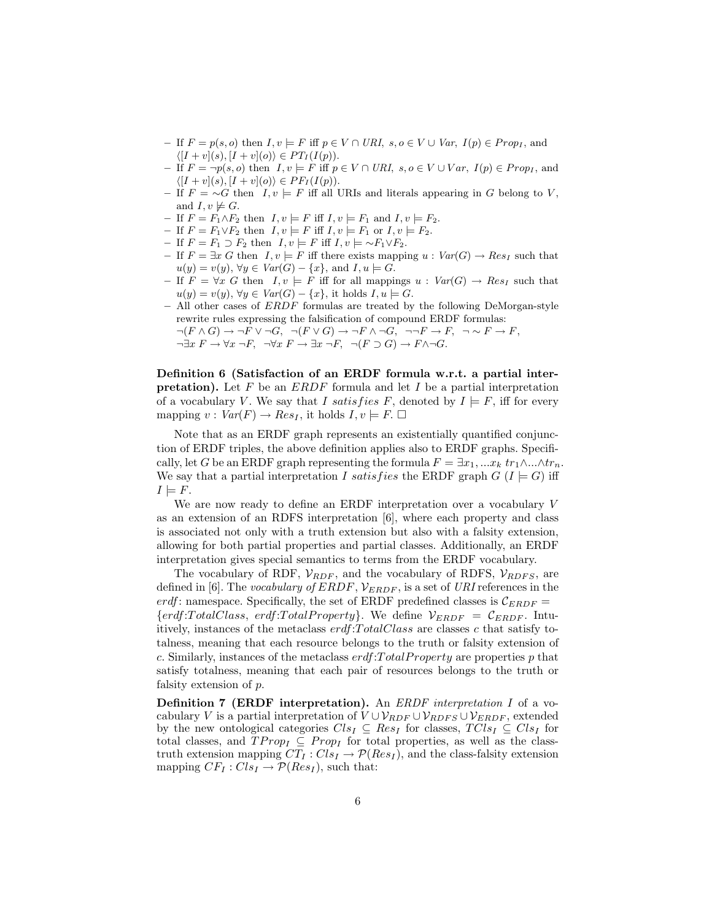- If $F = p(s, o)$ then $I, v \models F$ iff $p \in V \cap URI$, $s, o \in V \cup Var$, $I(p) \in Prop_I$, and $\langle [I + v](s), [I + v](o) \rangle \in PT_I(I(p))$.
- If $F = \neg p(s, o)$ then $I, v \models F$ iff $p \in V \cap URI$, $s, o \in V \cup Var$, $I(p) \in Prop_I$, and $\langle [I + v](s), [I + v](o) \rangle \in PF_I(I(p))$.
- If $F = {\sim}G$ then $I, v \models F$ iff all URIs and literals appearing in $G$ belong to $V$, and $I, v \not\models G$.
- If $F = F_1 \wedge F_2$ then $I, v \models F$ iff $I, v \models F_1$ and $I, v \models F_2$.
- If $F = F_1 \vee F_2$ then $I, v \models F$ iff $I, v \models F_1$ or $I, v \models F_2$.
- If $F = F_1 \supset F_2$ then $I, v \models F$ iff $I, v \models {\sim}F_1 \vee F_2$.
- If $F = \exists x\ G$ then $I, v \models F$ iff there exists mapping $u : Var(G) \rightarrow Res_I$ such that $u(y) = v(y)$, $\forall y \in Var(G) - \{x\}$, and $I, u \models G$.
- If $F = \forall x\ G$ then $I, v \models F$ iff for all mappings $u : Var(G) \rightarrow Res_I$ such that $u(y) = v(y)$, $\forall y \in Var(G) - \{x\}$, it holds $I, u \models G$.
- All other cases of $ERDF$ formulas are treated by the following DeMorgan-style rewrite rules expressing the falsification of compound ERDF formulas: $\neg(F \wedge G) \rightarrow \neg F \vee \neg G$, $\neg(F \vee G) \rightarrow \neg F \wedge \neg G$, $\neg\neg F \rightarrow F$, $\neg \sim F \rightarrow F$, $\neg \exists x\ F \rightarrow \forall x\ \neg F$, $\neg \forall x\ F \rightarrow \exists x\ \neg F$, $\neg(F \supset G) \rightarrow F \wedge \neg G$.

**Definition 6 (Satisfaction of an ERDF formula w.r.t. a partial interpretation).** Let $F$ be an $ERDF$ formula and let $I$ be a partial interpretation of a vocabulary $V$. We say that $I$ *satisfies* $F$, denoted by $I \models F$, iff for every mapping $v : Var(F) \rightarrow Res_I$, it holds $I, v \models F$. $\square$

Note that as an ERDF graph represents an existentially quantified conjunction of ERDF triples, the above definition applies also to ERDF graphs. Specifically, let $G$ be an ERDF graph representing the formula $F = \exists x_1, ...x_k\ tr_1 \wedge ... \wedge tr_n$. We say that a partial interpretation $I$ *satisfies* the ERDF graph $G$ ($I \models G$) iff $I \models F$.

We are now ready to define an ERDF interpretation over a vocabulary $V$ as an extension of an RDFS interpretation [6], where each property and class is associated not only with a truth extension but also with a falsity extension, allowing for both partial properties and partial classes. Additionally, an ERDF interpretation gives special semantics to terms from the ERDF vocabulary.

The vocabulary of RDF, $\mathcal{V}_{RDF}$, and the vocabulary of RDFS, $\mathcal{V}_{RDFS}$, are defined in [6]. The *vocabulary of ERDF*, $\mathcal{V}_{ERDF}$, is a set of *URI* references in the *erdf*: namespace. Specifically, the set of ERDF predefined classes is $\mathcal{C}_{ERDF} = \{erdf{:}TotalClass,\ erdf{:}TotalProperty\}$. We define $\mathcal{V}_{ERDF} = \mathcal{C}_{ERDF}$. Intuitively, instances of the metaclass *erdf:TotalClass* are classes $c$ that satisfy totalness, meaning that each resource belongs to the truth or falsity extension of $c$. Similarly, instances of the metaclass *erdf:TotalProperty* are properties $p$ that satisfy totalness, meaning that each pair of resources belongs to the truth or falsity extension of $p$.

**Definition 7 (ERDF interpretation).** An *ERDF interpretation* $I$ of a vocabulary $V$ is a partial interpretation of $V \cup \mathcal{V}_{RDF} \cup \mathcal{V}_{RDFS} \cup \mathcal{V}_{ERDF}$, extended by the new ontological categories $Cls_I \subseteq Res_I$ for classes, $TCls_I \subseteq Cls_I$ for total classes, and $TProp_I \subseteq Prop_I$ for total properties, as well as the class-truth extension mapping $CT_I : Cls_I \rightarrow \mathcal{P}(Res_I)$, and the class-falsity extension mapping $CF_I : Cls_I \rightarrow \mathcal{P}(Res_I)$, such that: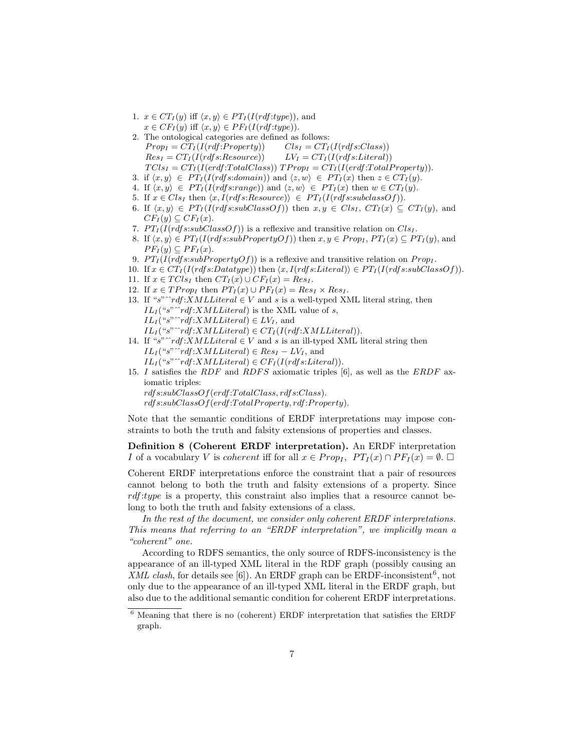1. $x \in CT_I(y)$ iff $\langle x, y\rangle \in PT_I(I(rdf{:}type))$, and
   $x \in CF_I(y)$ iff $\langle x, y\rangle \in PF_I(I(rdf{:}type))$.
2. The ontological categories are defined as follows:
   $Prop_I = CT_I(I(rdf{:}Property))$ $\quad Cls_I = CT_I(I(rdfs{:}Class))$
   $Res_I = CT_I(I(rdfs{:}Resource))$ $\quad LV_I = CT_I(I(rdfs{:}Literal))$
   $TCls_I = CT_I(I(erdf{:}TotalClass))$ $TProp_I = CT_I(I(erdf{:}TotalProperty))$.
3. if $\langle x, y\rangle \in PT_I(I(rdfs{:}domain))$ and $\langle z, w\rangle \in PT_I(x)$ then $z \in CT_I(y)$.
4. If $\langle x, y\rangle \in PT_I(I(rdfs{:}range))$ and $\langle z, w\rangle \in PT_I(x)$ then $w \in CT_I(y)$.
5. If $x \in Cls_I$ then $\langle x, I(rdfs{:}Resource)\rangle \in PT_I(I(rdfs{:}subclassOf))$.
6. If $\langle x, y\rangle \in PT_I(I(rdfs{:}subClassOf))$ then $x, y \in Cls_I$, $CT_I(x) \subseteq CT_I(y)$, and $CF_I(y) \subseteq CF_I(x)$.
7. $PT_I(I(rdfs{:}subClassOf))$ is a reflexive and transitive relation on $Cls_I$.
8. If $\langle x, y\rangle \in PT_I(I(rdfs{:}subPropertyOf))$ then $x, y \in Prop_I$, $PT_I(x) \subseteq PT_I(y)$, and $PF_I(y) \subseteq PF_I(x)$.
9. $PT_I(I(rdfs{:}subPropertyOf))$ is a reflexive and transitive relation on $Prop_I$.
10. If $x \in CT_I(I(rdfs{:}Datatype))$ then $\langle x, I(rdfs{:}Literal)\rangle \in PT_I(I(rdfs{:}subClassOf))$.
11. If $x \in TCls_I$ then $CT_I(x) \cup CF_I(x) = Res_I$.
12. If $x \in TProp_I$ then $PT_I(x) \cup PF_I(x) = Res_I \times Res_I$.
13. If "$s$"^^$rdf{:}XMLLiteral \in V$ and $s$ is a well-typed XML literal string, then
    $IL_I($"$s$"^^$rdf{:}XMLLiteral)$ is the XML value of $s$,
    $IL_I($"$s$"^^$rdf{:}XMLLiteral) \in LV_I$, and
    $IL_I($"$s$"^^$rdf{:}XMLLiteral) \in CT_I(I(rdf{:}XMLLiteral))$.
14. If "$s$"^^$rdf{:}XMLLiteral \in V$ and $s$ is an ill-typed XML literal string then
    $IL_I($"$s$"^^$rdf{:}XMLLiteral) \in Res_I - LV_I$, and
    $IL_I($"$s$"^^$rdf{:}XMLLiteral) \in CF_I(I(rdfs{:}Literal))$.
15. $I$ satisfies the $RDF$ and $RDFS$ axiomatic triples [6], as well as the $ERDF$ axiomatic triples:
    $rdfs{:}subClassOf(erdf{:}TotalClass, rdfs{:}Class)$.
    $rdfs{:}subClassOf(erdf{:}TotalProperty, rdf{:}Property)$.

Note that the semantic conditions of ERDF interpretations may impose constraints to both the truth and falsity extensions of properties and classes.

**Definition 8 (Coherent ERDF interpretation).** An ERDF interpretation $I$ of a vocabulary $V$ is *coherent* iff for all $x \in Prop_I$, $PT_I(x) \cap PF_I(x) = \emptyset$. □

Coherent ERDF interpretations enforce the constraint that a pair of resources cannot belong to both the truth and falsity extensions of a property. Since *rdf:type* is a property, this constraint also implies that a resource cannot belong to both the truth and falsity extensions of a class.

*In the rest of the document, we consider only coherent ERDF interpretations. This means that referring to an "ERDF interpretation", we implicitly mean a "coherent" one.*

According to RDFS semantics, the only source of RDFS-inconsistency is the appearance of an ill-typed XML literal in the RDF graph (possibly causing an *XML clash*, for details see [6]). An ERDF graph can be ERDF-inconsistent[6], not only due to the appearance of an ill-typed XML literal in the ERDF graph, but also due to the additional semantic condition for coherent ERDF interpretations.

[6] Meaning that there is no (coherent) ERDF interpretation that satisfies the ERDF graph.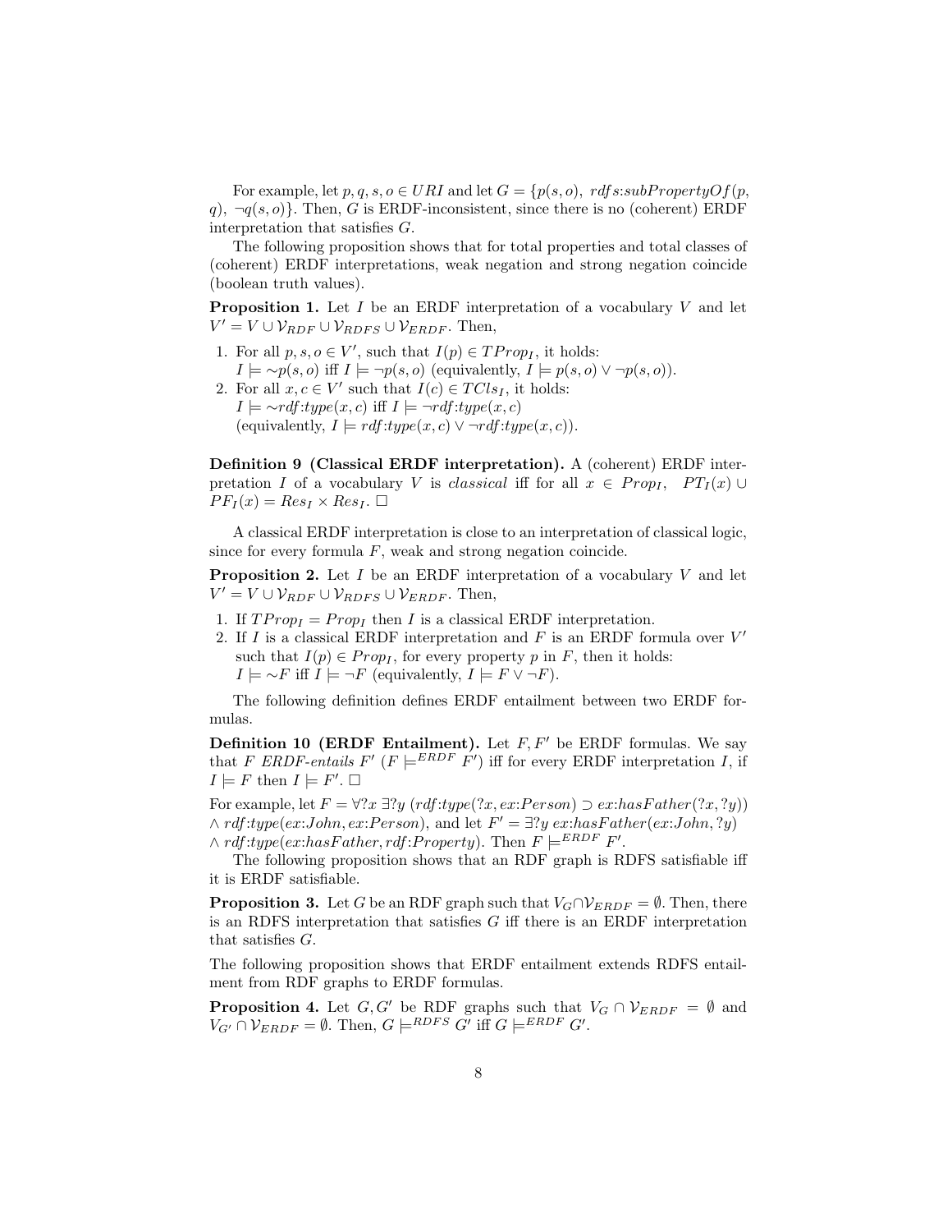For example, let $p, q, s, o \in URI$ and let $G = \{p(s, o),\ rdfs{:}subPropertyOf(p, q),\ \neg q(s, o)\}$. Then, $G$ is ERDF-inconsistent, since there is no (coherent) ERDF interpretation that satisfies $G$.

The following proposition shows that for total properties and total classes of (coherent) ERDF interpretations, weak negation and strong negation coincide (boolean truth values).

**Proposition 1.** Let $I$ be an ERDF interpretation of a vocabulary $V$ and let $V' = V \cup \mathcal{V}_{RDF} \cup \mathcal{V}_{RDFS} \cup \mathcal{V}_{ERDF}$. Then,

1. For all $p, s, o \in V'$, such that $I(p) \in TProp_I$, it holds:
   $I \models \sim p(s, o)$ iff $I \models \neg p(s, o)$ (equivalently, $I \models p(s, o) \vee \neg p(s, o)$).
2. For all $x, c \in V'$ such that $I(c) \in TCls_I$, it holds:
   $I \models \sim rdf{:}type(x, c)$ iff $I \models \neg rdf{:}type(x, c)$
   (equivalently, $I \models rdf{:}type(x, c) \vee \neg rdf{:}type(x, c)$).

**Definition 9 (Classical ERDF interpretation).** A (coherent) ERDF interpretation $I$ of a vocabulary $V$ is *classical* iff for all $x \in Prop_I$, $PT_I(x) \cup PF_I(x) = Res_I \times Res_I$. □

A classical ERDF interpretation is close to an interpretation of classical logic, since for every formula $F$, weak and strong negation coincide.

**Proposition 2.** Let $I$ be an ERDF interpretation of a vocabulary $V$ and let $V' = V \cup \mathcal{V}_{RDF} \cup \mathcal{V}_{RDFS} \cup \mathcal{V}_{ERDF}$. Then,

1. If $TProp_I = Prop_I$ then $I$ is a classical ERDF interpretation.
2. If $I$ is a classical ERDF interpretation and $F$ is an ERDF formula over $V'$ such that $I(p) \in Prop_I$, for every property $p$ in $F$, then it holds:
   $I \models \sim F$ iff $I \models \neg F$ (equivalently, $I \models F \vee \neg F$).

The following definition defines ERDF entailment between two ERDF formulas.

**Definition 10 (ERDF Entailment).** Let $F, F'$ be ERDF formulas. We say that $F$ *ERDF-entails* $F'$ ($F \models^{ERDF} F'$) iff for every ERDF interpretation $I$, if $I \models F$ then $I \models F'$. □

For example, let $F = \forall ?x\ \exists ?y\ (rdf{:}type(?x, ex{:}Person) \supset ex{:}hasFather(?x, ?y)) \wedge rdf{:}type(ex{:}John, ex{:}Person)$, and let $F' = \exists ?y\ ex{:}hasFather(ex{:}John, ?y) \wedge rdf{:}type(ex{:}hasFather, rdf{:}Property)$. Then $F \models^{ERDF} F'$.

The following proposition shows that an RDF graph is RDFS satisfiable iff it is ERDF satisfiable.

**Proposition 3.** Let $G$ be an RDF graph such that $V_G \cap \mathcal{V}_{ERDF} = \emptyset$. Then, there is an RDFS interpretation that satisfies $G$ iff there is an ERDF interpretation that satisfies $G$.

The following proposition shows that ERDF entailment extends RDFS entailment from RDF graphs to ERDF formulas.

**Proposition 4.** Let $G, G'$ be RDF graphs such that $V_G \cap \mathcal{V}_{ERDF} = \emptyset$ and $V_{G'} \cap \mathcal{V}_{ERDF} = \emptyset$. Then, $G \models^{RDFS} G'$ iff $G \models^{ERDF} G'$.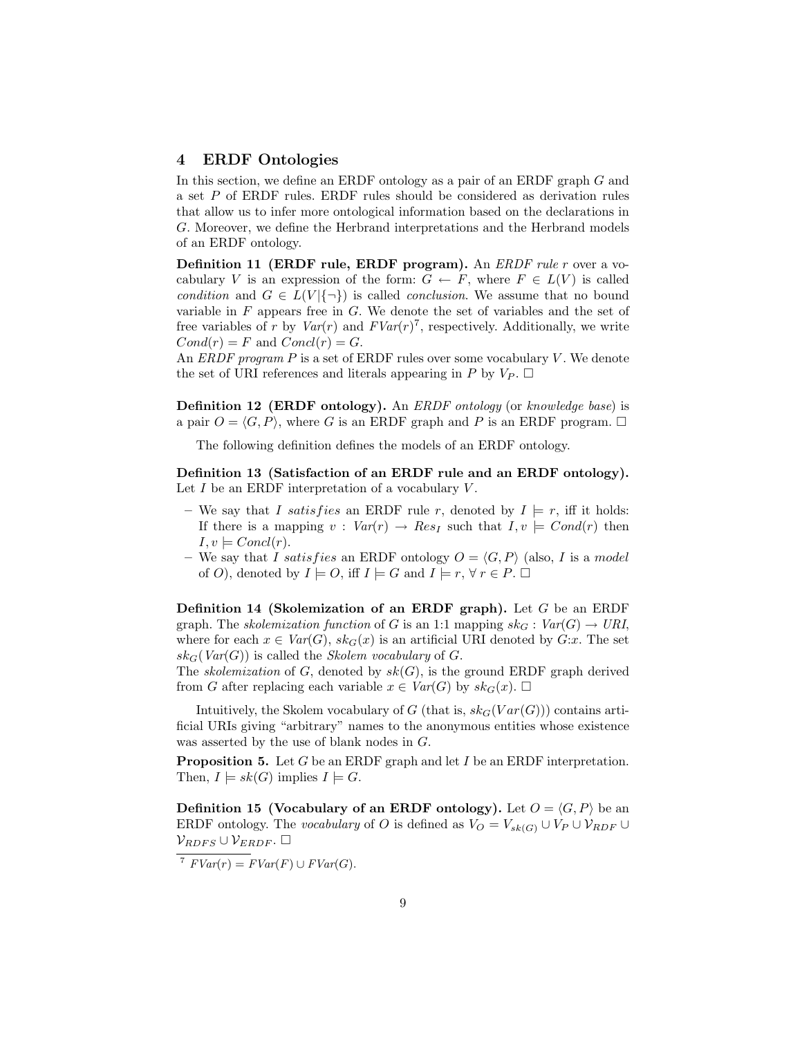## 4 ERDF Ontologies

In this section, we define an ERDF ontology as a pair of an ERDF graph $G$ and a set $P$ of ERDF rules. ERDF rules should be considered as derivation rules that allow us to infer more ontological information based on the declarations in $G$. Moreover, we define the Herbrand interpretations and the Herbrand models of an ERDF ontology.

**Definition 11 (ERDF rule, ERDF program).** An *ERDF rule* $r$ over a vocabulary $V$ is an expression of the form: $G \leftarrow F$, where $F \in L(V)$ is called *condition* and $G \in L(V|\{\neg\})$ is called *conclusion*. We assume that no bound variable in $F$ appears free in $G$. We denote the set of variables and the set of free variables of $r$ by $Var(r)$ and $FVar(r)$[7], respectively. Additionally, we write $Cond(r) = F$ and $Concl(r) = G$.

An *ERDF program* $P$ is a set of ERDF rules over some vocabulary $V$. We denote the set of URI references and literals appearing in $P$ by $V_P$. □

**Definition 12 (ERDF ontology).** An *ERDF ontology* (or *knowledge base*) is a pair $O = \langle G, P \rangle$, where $G$ is an ERDF graph and $P$ is an ERDF program. □

The following definition defines the models of an ERDF ontology.

**Definition 13 (Satisfaction of an ERDF rule and an ERDF ontology).** Let $I$ be an ERDF interpretation of a vocabulary $V$.

- We say that $I$ *satisfies* an ERDF rule $r$, denoted by $I \models r$, iff it holds: If there is a mapping $v : Var(r) \rightarrow Res_I$ such that $I, v \models Cond(r)$ then $I, v \models Concl(r)$.
- We say that $I$ *satisfies* an ERDF ontology $O = \langle G, P \rangle$ (also, $I$ is a *model* of $O$), denoted by $I \models O$, iff $I \models G$ and $I \models r$, $\forall\, r \in P$. □

**Definition 14 (Skolemization of an ERDF graph).** Let $G$ be an ERDF graph. The *skolemization function* of $G$ is an 1:1 mapping $sk_G : Var(G) \rightarrow URI$, where for each $x \in Var(G)$, $sk_G(x)$ is an artificial URI denoted by $G{:}x$. The set $sk_G(Var(G))$ is called the *Skolem vocabulary* of $G$.

The *skolemization* of $G$, denoted by $sk(G)$, is the ground ERDF graph derived from $G$ after replacing each variable $x \in Var(G)$ by $sk_G(x)$. □

Intuitively, the Skolem vocabulary of $G$ (that is, $sk_G(Var(G))$) contains artificial URIs giving "arbitrary" names to the anonymous entities whose existence was asserted by the use of blank nodes in $G$.

**Proposition 5.** *Let $G$ be an ERDF graph and let $I$ be an ERDF interpretation. Then, $I \models sk(G)$ implies $I \models G$.*

**Definition 15 (Vocabulary of an ERDF ontology).** Let $O = \langle G, P \rangle$ be an ERDF ontology. The *vocabulary* of $O$ is defined as $V_O = V_{sk(G)} \cup V_P \cup \mathcal{V}_{RDF} \cup \mathcal{V}_{RDFS} \cup \mathcal{V}_{ERDF}$. □

[7] $FVar(r) = FVar(F) \cup FVar(G)$.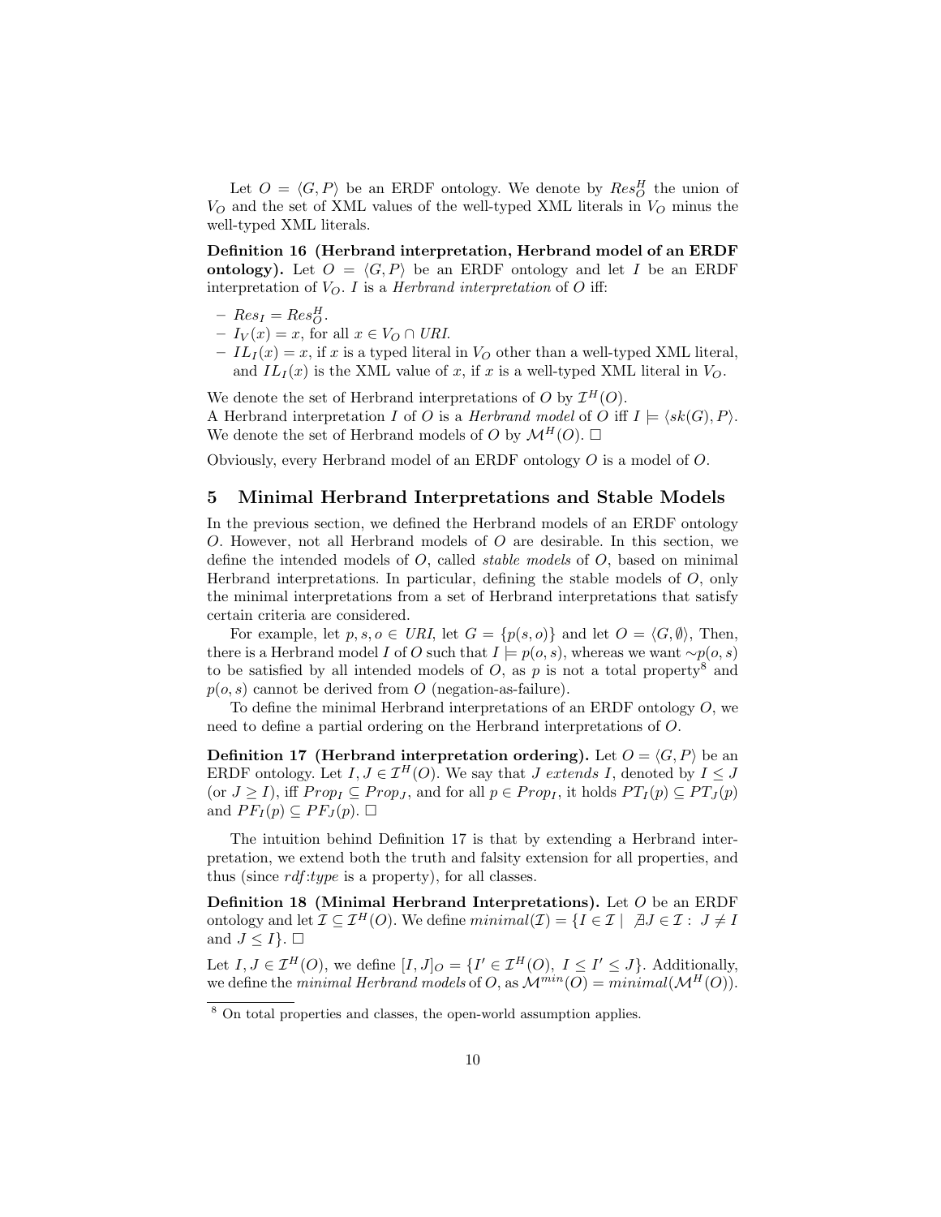Let $O = \langle G, P \rangle$ be an ERDF ontology. We denote by $Res^H_O$ the union of $V_O$ and the set of XML values of the well-typed XML literals in $V_O$ minus the well-typed XML literals.

**Definition 16 (Herbrand interpretation, Herbrand model of an ERDF ontology).** Let $O = \langle G, P \rangle$ be an ERDF ontology and let $I$ be an ERDF interpretation of $V_O$. $I$ is a *Herbrand interpretation* of $O$ iff:

- $Res_I = Res^H_O$.
- $I_V(x) = x$, for all $x \in V_O \cap URI$.
- $IL_I(x) = x$, if $x$ is a typed literal in $V_O$ other than a well-typed XML literal, and $IL_I(x)$ is the XML value of $x$, if $x$ is a well-typed XML literal in $V_O$.

We denote the set of Herbrand interpretations of $O$ by $\mathcal{I}^H(O)$.
A Herbrand interpretation $I$ of $O$ is a *Herbrand model* of $O$ iff $I \models \langle sk(G), P \rangle$. We denote the set of Herbrand models of $O$ by $\mathcal{M}^H(O)$. □

Obviously, every Herbrand model of an ERDF ontology $O$ is a model of $O$.

## 5 Minimal Herbrand Interpretations and Stable Models

In the previous section, we defined the Herbrand models of an ERDF ontology $O$. However, not all Herbrand models of $O$ are desirable. In this section, we define the intended models of $O$, called *stable models* of $O$, based on minimal Herbrand interpretations. In particular, defining the stable models of $O$, only the minimal interpretations from a set of Herbrand interpretations that satisfy certain criteria are considered.

For example, let $p, s, o \in URI$, let $G = \{p(s, o)\}$ and let $O = \langle G, \emptyset \rangle$, Then, there is a Herbrand model $I$ of $O$ such that $I \models p(o, s)$, whereas we want $\sim p(o, s)$ to be satisfied by all intended models of $O$, as $p$ is not a total property[8] and $p(o, s)$ cannot be derived from $O$ (negation-as-failure).

To define the minimal Herbrand interpretations of an ERDF ontology $O$, we need to define a partial ordering on the Herbrand interpretations of $O$.

**Definition 17 (Herbrand interpretation ordering).** Let $O = \langle G, P \rangle$ be an ERDF ontology. Let $I, J \in \mathcal{I}^H(O)$. We say that $J$ *extends* $I$, denoted by $I \leq J$ (or $J \geq I$), iff $Prop_I \subseteq Prop_J$, and for all $p \in Prop_I$, it holds $PT_I(p) \subseteq PT_J(p)$ and $PF_I(p) \subseteq PF_J(p)$. □

The intuition behind Definition 17 is that by extending a Herbrand interpretation, we extend both the truth and falsity extension for all properties, and thus (since *rdf:type* is a property), for all classes.

**Definition 18 (Minimal Herbrand Interpretations).** Let $O$ be an ERDF ontology and let $\mathcal{I} \subseteq \mathcal{I}^H(O)$. We define $minimal(\mathcal{I}) = \{I \in \mathcal{I} \mid \nexists J \in \mathcal{I} : J \neq I$ and $J \leq I\}$. □

Let $I, J \in \mathcal{I}^H(O)$, we define $[I, J]_O = \{I' \in \mathcal{I}^H(O),\ I \leq I' \leq J\}$. Additionally, we define the *minimal Herbrand models* of $O$, as $\mathcal{M}^{min}(O) = minimal(\mathcal{M}^H(O))$.

[8] On total properties and classes, the open-world assumption applies.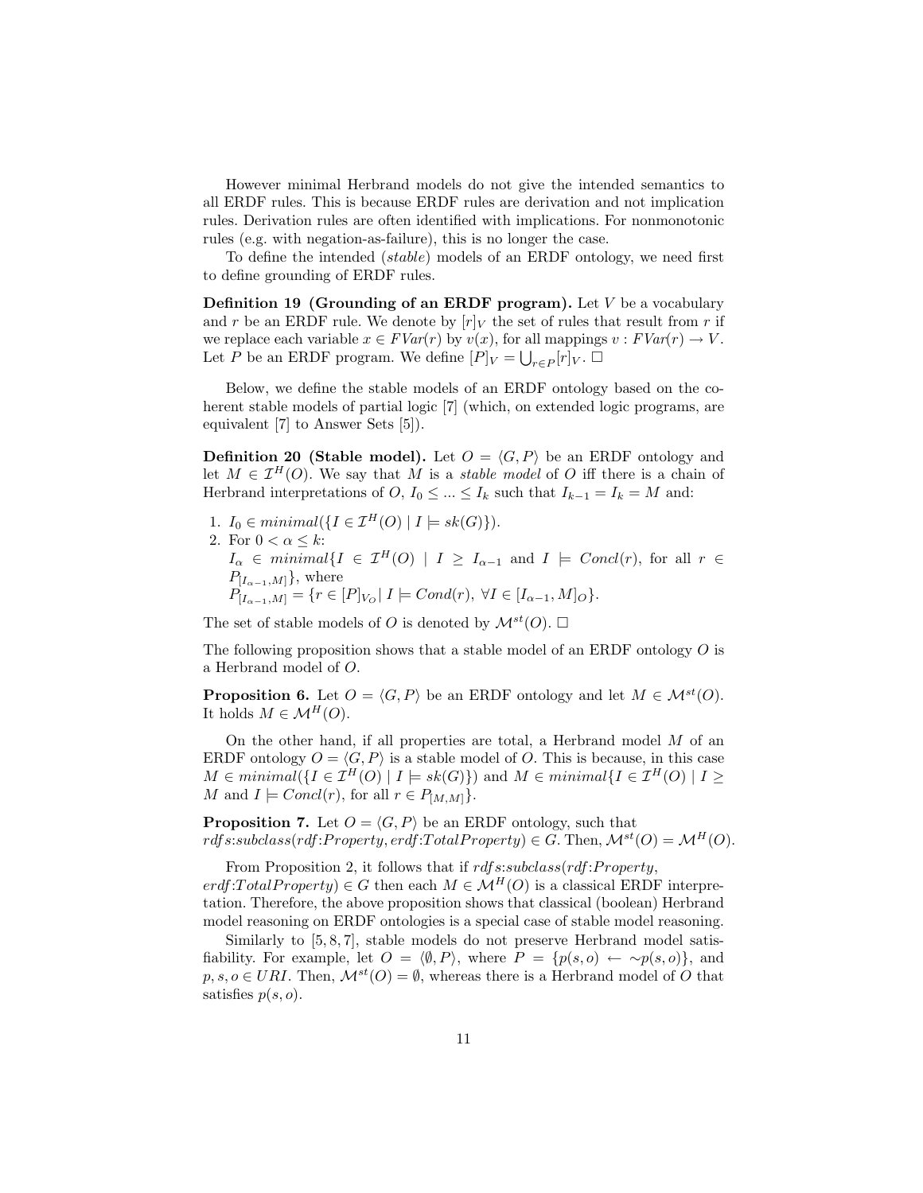However minimal Herbrand models do not give the intended semantics to all ERDF rules. This is because ERDF rules are derivation and not implication rules. Derivation rules are often identified with implications. For nonmonotonic rules (e.g. with negation-as-failure), this is no longer the case.

To define the intended (*stable*) models of an ERDF ontology, we need first to define grounding of ERDF rules.

**Definition 19 (Grounding of an ERDF program).** Let $V$ be a vocabulary and $r$ be an ERDF rule. We denote by $[r]_V$ the set of rules that result from $r$ if we replace each variable $x \in FVar(r)$ by $v(x)$, for all mappings $v : FVar(r) \to V$. Let $P$ be an ERDF program. We define $[P]_V = \bigcup_{r \in P} [r]_V$. $\square$

Below, we define the stable models of an ERDF ontology based on the coherent stable models of partial logic [7] (which, on extended logic programs, are equivalent [7] to Answer Sets [5]).

**Definition 20 (Stable model).** Let $O = \langle G, P \rangle$ be an ERDF ontology and let $M \in \mathcal{I}^H(O)$. We say that $M$ is a *stable model* of $O$ iff there is a chain of Herbrand interpretations of $O$, $I_0 \leq ... \leq I_k$ such that $I_{k-1} = I_k = M$ and:

1. $I_0 \in minimal(\{I \in \mathcal{I}^H(O) \mid I \models sk(G)\})$.
2. For $0 < \alpha \leq k$:
   $I_\alpha \in minimal\{I \in \mathcal{I}^H(O) \mid I \geq I_{\alpha-1}$ and $I \models Concl(r)$, for all $r \in P_{[I_{\alpha-1}, M]}\}$, where
   $P_{[I_{\alpha-1}, M]} = \{r \in [P]_{V_O} \mid I \models Cond(r),\ \forall I \in [I_{\alpha-1}, M]_O\}$.

The set of stable models of $O$ is denoted by $\mathcal{M}^{st}(O)$. $\square$

The following proposition shows that a stable model of an ERDF ontology $O$ is a Herbrand model of $O$.

**Proposition 6.** Let $O = \langle G, P \rangle$ be an ERDF ontology and let $M \in \mathcal{M}^{st}(O)$. It holds $M \in \mathcal{M}^H(O)$.

On the other hand, if all properties are total, a Herbrand model $M$ of an ERDF ontology $O = \langle G, P \rangle$ is a stable model of $O$. This is because, in this case $M \in minimal(\{I \in \mathcal{I}^H(O) \mid I \models sk(G)\})$ and $M \in minimal\{I \in \mathcal{I}^H(O) \mid I \geq M$ and $I \models Concl(r)$, for all $r \in P_{[M,M]}\}$.

**Proposition 7.** Let $O = \langle G, P \rangle$ be an ERDF ontology, such that $rdfs{:}subclass(rdf{:}Property, erdf{:}TotalProperty) \in G$. Then, $\mathcal{M}^{st}(O) = \mathcal{M}^H(O)$.

From Proposition 2, it follows that if $rdfs{:}subclass(rdf{:}Property, erdf{:}TotalProperty) \in G$ then each $M \in \mathcal{M}^H(O)$ is a classical ERDF interpretation. Therefore, the above proposition shows that classical (boolean) Herbrand model reasoning on ERDF ontologies is a special case of stable model reasoning.

Similarly to [5, 8, 7], stable models do not preserve Herbrand model satisfiability. For example, let $O = \langle \emptyset, P \rangle$, where $P = \{p(s, o) \leftarrow {\sim}p(s, o)\}$, and $p, s, o \in URI$. Then, $\mathcal{M}^{st}(O) = \emptyset$, whereas there is a Herbrand model of $O$ that satisfies $p(s, o)$.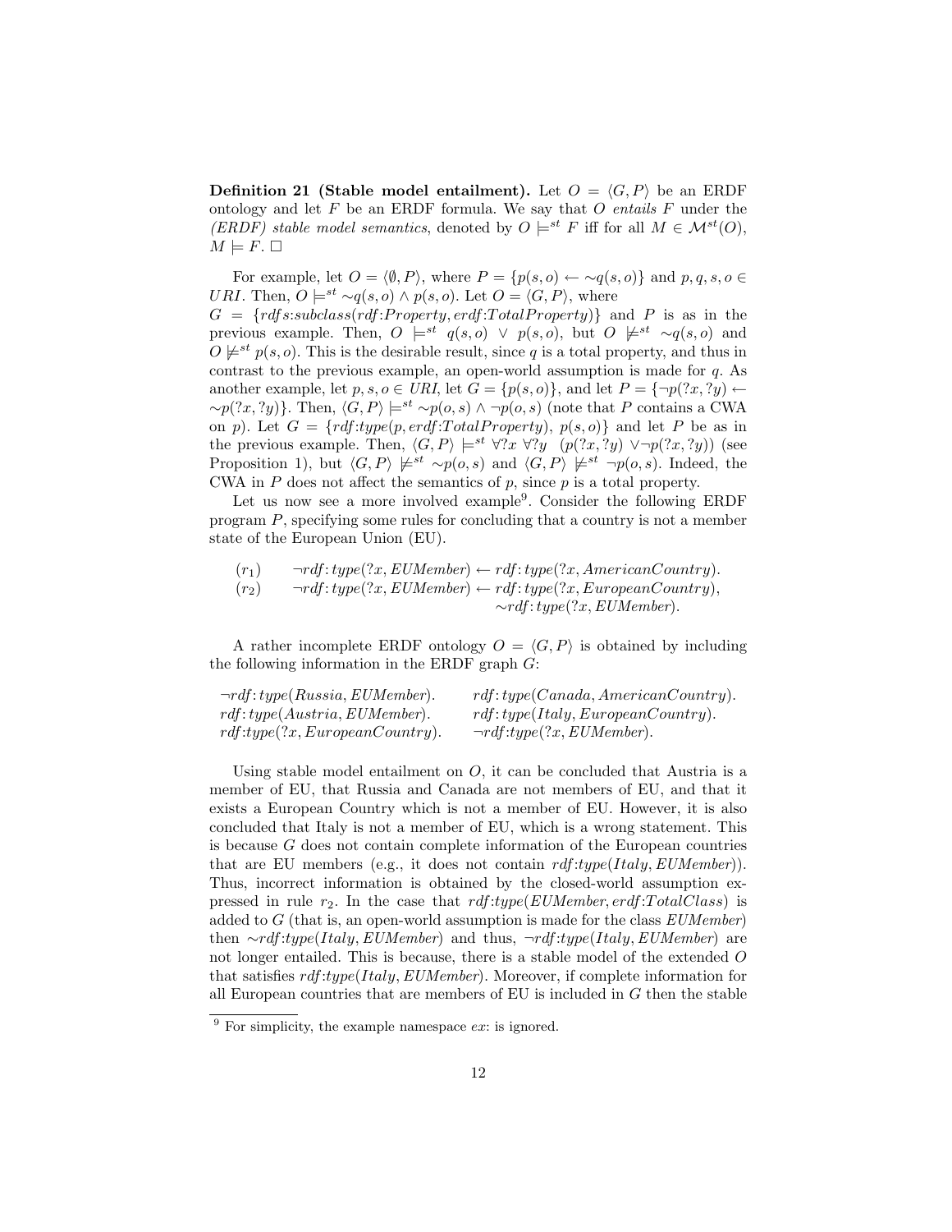**Definition 21 (Stable model entailment).** Let $O = \langle G, P \rangle$ be an ERDF ontology and let $F$ be an ERDF formula. We say that $O$ *entails* $F$ under the *(ERDF) stable model semantics*, denoted by $O \models^{st} F$ iff for all $M \in \mathcal{M}^{st}(O)$, $M \models F$. □

For example, let $O = \langle \emptyset, P \rangle$, where $P = \{p(s, o) \leftarrow \sim q(s, o)\}$ and $p, q, s, o \in URI$. Then, $O \models^{st} \sim q(s, o) \wedge p(s, o)$. Let $O = \langle G, P \rangle$, where $G = \{rdfs{:}subclass(rdf{:}Property, erdf{:}TotalProperty)\}$ and $P$ is as in the previous example. Then, $O \models^{st} q(s, o) \vee p(s, o)$, but $O \not\models^{st} \sim q(s, o)$ and $O \not\models^{st} p(s, o)$. This is the desirable result, since $q$ is a total property, and thus in contrast to the previous example, an open-world assumption is made for $q$. As another example, let $p, s, o \in URI$, let $G = \{p(s, o)\}$, and let $P = \{\neg p(?x, ?y) \leftarrow \sim p(?x, ?y)\}$. Then, $\langle G, P \rangle \models^{st} \sim p(o, s) \wedge \neg p(o, s)$ (note that $P$ contains a CWA on $p$). Let $G = \{rdf{:}type(p, erdf{:}TotalProperty),\ p(s, o)\}$ and let $P$ be as in the previous example. Then, $\langle G, P \rangle \models^{st} \forall ?x\ \forall ?y\ \ (p(?x, ?y) \vee \neg p(?x, ?y))$ (see Proposition 1), but $\langle G, P \rangle \not\models^{st} \sim p(o, s)$ and $\langle G, P \rangle \not\models^{st} \neg p(o, s)$. Indeed, the CWA in $P$ does not affect the semantics of $p$, since $p$ is a total property.

Let us now see a more involved example[9]. Consider the following ERDF program $P$, specifying some rules for concluding that a country is not a member state of the European Union (EU).

$(r_1)\qquad \neg rdf{:}type(?x, EUMember) \leftarrow rdf{:}type(?x, AmericanCountry).$

$(r_2)\qquad \neg rdf{:}type(?x, EUMember) \leftarrow rdf{:}type(?x, EuropeanCountry),\ \sim rdf{:}type(?x, EUMember).$

A rather incomplete ERDF ontology $O = \langle G, P \rangle$ is obtained by including the following information in the ERDF graph $G$:

$\neg rdf{:}type(Russia, EUMember).$ $\quad rdf{:}type(Canada, AmericanCountry).$
$rdf{:}type(Austria, EUMember).$ $\quad rdf{:}type(Italy, EuropeanCountry).$
$rdf{:}type(?x, EuropeanCountry).$ $\quad \neg rdf{:}type(?x, EUMember).$

Using stable model entailment on $O$, it can be concluded that Austria is a member of EU, that Russia and Canada are not members of EU, and that it exists a European Country which is not a member of EU. However, it is also concluded that Italy is not a member of EU, which is a wrong statement. This is because $G$ does not contain complete information of the European countries that are EU members (e.g., it does not contain $rdf{:}type(Italy, EUMember)$). Thus, incorrect information is obtained by the closed-world assumption expressed in rule $r_2$. In the case that $rdf{:}type(EUMember, erdf{:}TotalClass)$ is added to $G$ (that is, an open-world assumption is made for the class $EUMember$) then $\sim rdf{:}type(Italy, EUMember)$ and thus, $\neg rdf{:}type(Italy, EUMember)$ are not longer entailed. This is because, there is a stable model of the extended $O$ that satisfies $rdf{:}type(Italy, EUMember)$. Moreover, if complete information for all European countries that are members of EU is included in $G$ then the stable

[9] For simplicity, the example namespace $ex{:}$ is ignored.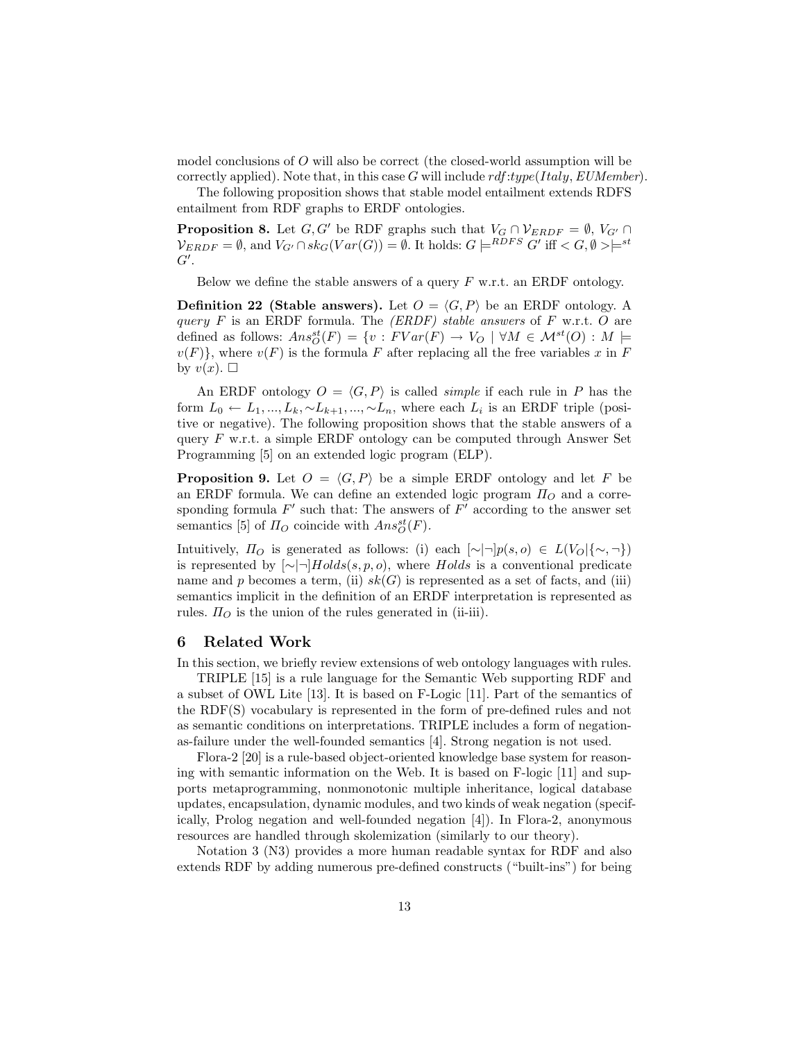model conclusions of $O$ will also be correct (the closed-world assumption will be correctly applied). Note that, in this case $G$ will include $rdf{:}type(Italy, EUMember)$.

The following proposition shows that stable model entailment extends RDFS entailment from RDF graphs to ERDF ontologies.

**Proposition 8.** Let $G, G'$ be RDF graphs such that $V_G \cap \mathcal{V}_{ERDF} = \emptyset$, $V_{G'} \cap \mathcal{V}_{ERDF} = \emptyset$, and $V_{G'} \cap sk_G(Var(G)) = \emptyset$. It holds: $G \models^{RDFS} G'$ iff $< G, \emptyset > \models^{st} G'$.

Below we define the stable answers of a query $F$ w.r.t. an ERDF ontology.

**Definition 22 (Stable answers).** Let $O = \langle G, P \rangle$ be an ERDF ontology. A *query* $F$ is an ERDF formula. The *(ERDF) stable answers* of $F$ w.r.t. $O$ are defined as follows: $Ans^{st}_O(F) = \{v : FVar(F) \rightarrow V_O \mid \forall M \in \mathcal{M}^{st}(O) : M \models v(F)\}$, where $v(F)$ is the formula $F$ after replacing all the free variables $x$ in $F$ by $v(x)$. $\square$

An ERDF ontology $O = \langle G, P \rangle$ is called *simple* if each rule in $P$ has the form $L_0 \leftarrow L_1, ..., L_k, {\sim}L_{k+1}, ..., {\sim}L_n$, where each $L_i$ is an ERDF triple (positive or negative). The following proposition shows that the stable answers of a query $F$ w.r.t. a simple ERDF ontology can be computed through Answer Set Programming [5] on an extended logic program (ELP).

**Proposition 9.** *Let $O = \langle G, P \rangle$ be a simple ERDF ontology and let $F$ be an ERDF formula. We can define an extended logic program $\Pi_O$ and a corresponding formula $F'$ such that: The answers of $F'$ according to the answer set semantics [5] of $\Pi_O$ coincide with $Ans^{st}_O(F)$.*

Intuitively, $\Pi_O$ is generated as follows: (i) each $[{\sim}|\neg]p(s, o) \in L(V_O|\{{\sim}, \neg\})$ is represented by $[{\sim}|\neg]Holds(s, p, o)$, where $Holds$ is a conventional predicate name and $p$ becomes a term, (ii) $sk(G)$ is represented as a set of facts, and (iii) semantics implicit in the definition of an ERDF interpretation is represented as rules. $\Pi_O$ is the union of the rules generated in (ii-iii).

## 6 Related Work

In this section, we briefly review extensions of web ontology languages with rules.

TRIPLE [15] is a rule language for the Semantic Web supporting RDF and a subset of OWL Lite [13]. It is based on F-Logic [11]. Part of the semantics of the RDF(S) vocabulary is represented in the form of pre-defined rules and not as semantic conditions on interpretations. TRIPLE includes a form of negation-as-failure under the well-founded semantics [4]. Strong negation is not used.

Flora-2 [20] is a rule-based object-oriented knowledge base system for reasoning with semantic information on the Web. It is based on F-logic [11] and supports metaprogramming, nonmonotonic multiple inheritance, logical database updates, encapsulation, dynamic modules, and two kinds of weak negation (specifically, Prolog negation and well-founded negation [4]). In Flora-2, anonymous resources are handled through skolemization (similarly to our theory).

Notation 3 (N3) provides a more human readable syntax for RDF and also extends RDF by adding numerous pre-defined constructs ("built-ins") for being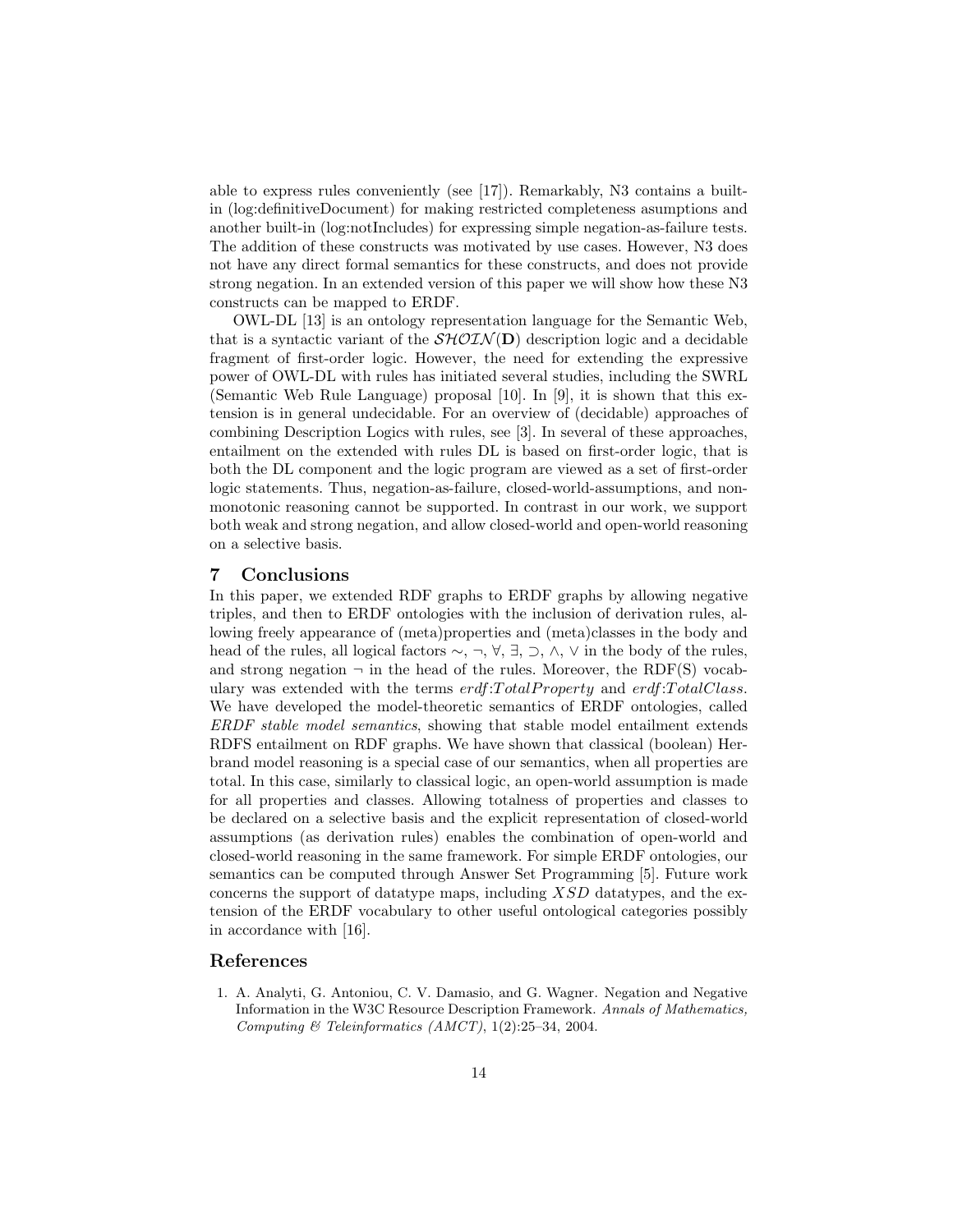able to express rules conveniently (see [17]). Remarkably, N3 contains a built-in (log:definitiveDocument) for making restricted completeness asumptions and another built-in (log:notIncludes) for expressing simple negation-as-failure tests. The addition of these constructs was motivated by use cases. However, N3 does not have any direct formal semantics for these constructs, and does not provide strong negation. In an extended version of this paper we will show how these N3 constructs can be mapped to ERDF.

OWL-DL [13] is an ontology representation language for the Semantic Web, that is a syntactic variant of the $\mathcal{SHOIN}(\mathbf{D})$ description logic and a decidable fragment of first-order logic. However, the need for extending the expressive power of OWL-DL with rules has initiated several studies, including the SWRL (Semantic Web Rule Language) proposal [10]. In [9], it is shown that this extension is in general undecidable. For an overview of (decidable) approaches of combining Description Logics with rules, see [3]. In several of these approaches, entailment on the extended with rules DL is based on first-order logic, that is both the DL component and the logic program are viewed as a set of first-order logic statements. Thus, negation-as-failure, closed-world-assumptions, and non-monotonic reasoning cannot be supported. In contrast in our work, we support both weak and strong negation, and allow closed-world and open-world reasoning on a selective basis.

## 7 Conclusions

In this paper, we extended RDF graphs to ERDF graphs by allowing negative triples, and then to ERDF ontologies with the inclusion of derivation rules, allowing freely appearance of (meta)properties and (meta)classes in the body and head of the rules, all logical factors $\sim$, $\neg$, $\forall$, $\exists$, $\supset$, $\wedge$, $\vee$ in the body of the rules, and strong negation $\neg$ in the head of the rules. Moreover, the RDF(S) vocabulary was extended with the terms $erdf{:}TotalProperty$ and $erdf{:}TotalClass$. We have developed the model-theoretic semantics of ERDF ontologies, called *ERDF stable model semantics*, showing that stable model entailment extends RDFS entailment on RDF graphs. We have shown that classical (boolean) Herbrand model reasoning is a special case of our semantics, when all properties are total. In this case, similarly to classical logic, an open-world assumption is made for all properties and classes. Allowing totalness of properties and classes to be declared on a selective basis and the explicit representation of closed-world assumptions (as derivation rules) enables the combination of open-world and closed-world reasoning in the same framework. For simple ERDF ontologies, our semantics can be computed through Answer Set Programming [5]. Future work concerns the support of datatype maps, including $XSD$ datatypes, and the extension of the ERDF vocabulary to other useful ontological categories possibly in accordance with [16].

## References

1. A. Analyti, G. Antoniou, C. V. Damasio, and G. Wagner. Negation and Negative Information in the W3C Resource Description Framework. *Annals of Mathematics, Computing & Teleinformatics (AMCT)*, 1(2):25–34, 2004.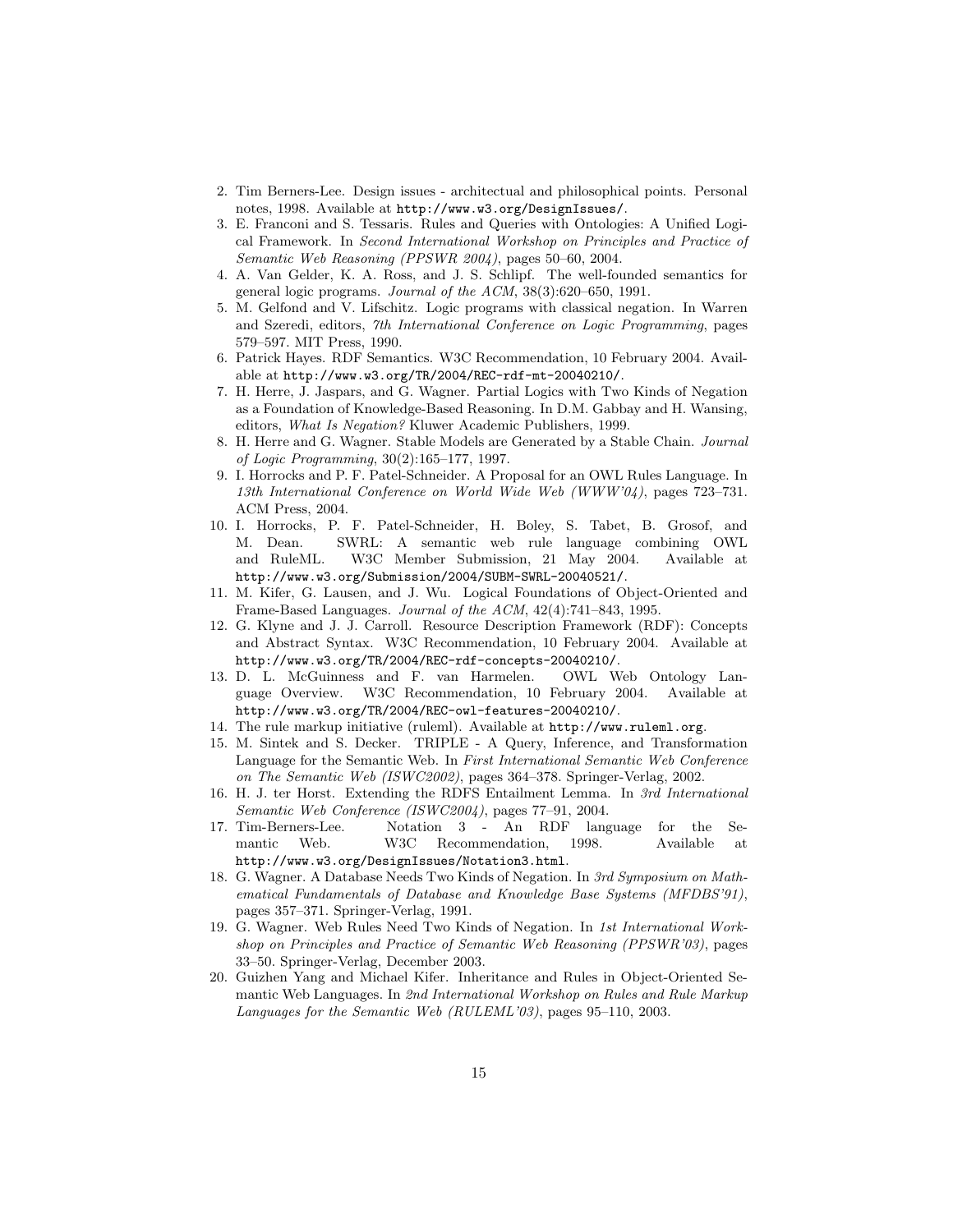2. Tim Berners-Lee. Design issues - architectual and philosophical points. Personal notes, 1998. Available at http://www.w3.org/DesignIssues/.
3. E. Franconi and S. Tessaris. Rules and Queries with Ontologies: A Unified Logical Framework. In *Second International Workshop on Principles and Practice of Semantic Web Reasoning (PPSWR 2004)*, pages 50–60, 2004.
4. A. Van Gelder, K. A. Ross, and J. S. Schlipf. The well-founded semantics for general logic programs. *Journal of the ACM*, 38(3):620–650, 1991.
5. M. Gelfond and V. Lifschitz. Logic programs with classical negation. In Warren and Szeredi, editors, *7th International Conference on Logic Programming*, pages 579–597. MIT Press, 1990.
6. Patrick Hayes. RDF Semantics. W3C Recommendation, 10 February 2004. Available at http://www.w3.org/TR/2004/REC-rdf-mt-20040210/.
7. H. Herre, J. Jaspars, and G. Wagner. Partial Logics with Two Kinds of Negation as a Foundation of Knowledge-Based Reasoning. In D.M. Gabbay and H. Wansing, editors, *What Is Negation?* Kluwer Academic Publishers, 1999.
8. H. Herre and G. Wagner. Stable Models are Generated by a Stable Chain. *Journal of Logic Programming*, 30(2):165–177, 1997.
9. I. Horrocks and P. F. Patel-Schneider. A Proposal for an OWL Rules Language. In *13th International Conference on World Wide Web (WWW'04)*, pages 723–731. ACM Press, 2004.
10. I. Horrocks, P. F. Patel-Schneider, H. Boley, S. Tabet, B. Grosof, and M. Dean. SWRL: A semantic web rule language combining OWL and RuleML. W3C Member Submission, 21 May 2004. Available at http://www.w3.org/Submission/2004/SUBM-SWRL-20040521/.
11. M. Kifer, G. Lausen, and J. Wu. Logical Foundations of Object-Oriented and Frame-Based Languages. *Journal of the ACM*, 42(4):741–843, 1995.
12. G. Klyne and J. J. Carroll. Resource Description Framework (RDF): Concepts and Abstract Syntax. W3C Recommendation, 10 February 2004. Available at http://www.w3.org/TR/2004/REC-rdf-concepts-20040210/.
13. D. L. McGuinness and F. van Harmelen. OWL Web Ontology Language Overview. W3C Recommendation, 10 February 2004. Available at http://www.w3.org/TR/2004/REC-owl-features-20040210/.
14. The rule markup initiative (ruleml). Available at http://www.ruleml.org.
15. M. Sintek and S. Decker. TRIPLE - A Query, Inference, and Transformation Language for the Semantic Web. In *First International Semantic Web Conference on The Semantic Web (ISWC2002)*, pages 364–378. Springer-Verlag, 2002.
16. H. J. ter Horst. Extending the RDFS Entailment Lemma. In *3rd International Semantic Web Conference (ISWC2004)*, pages 77–91, 2004.
17. Tim-Berners-Lee. Notation 3 - An RDF language for the Semantic Web. W3C Recommendation, 1998. Available at http://www.w3.org/DesignIssues/Notation3.html.
18. G. Wagner. A Database Needs Two Kinds of Negation. In *3rd Symposium on Mathematical Fundamentals of Database and Knowledge Base Systems (MFDBS'91)*, pages 357–371. Springer-Verlag, 1991.
19. G. Wagner. Web Rules Need Two Kinds of Negation. In *1st International Workshop on Principles and Practice of Semantic Web Reasoning (PPSWR'03)*, pages 33–50. Springer-Verlag, December 2003.
20. Guizhen Yang and Michael Kifer. Inheritance and Rules in Object-Oriented Semantic Web Languages. In *2nd International Workshop on Rules and Rule Markup Languages for the Semantic Web (RULEML'03)*, pages 95–110, 2003.